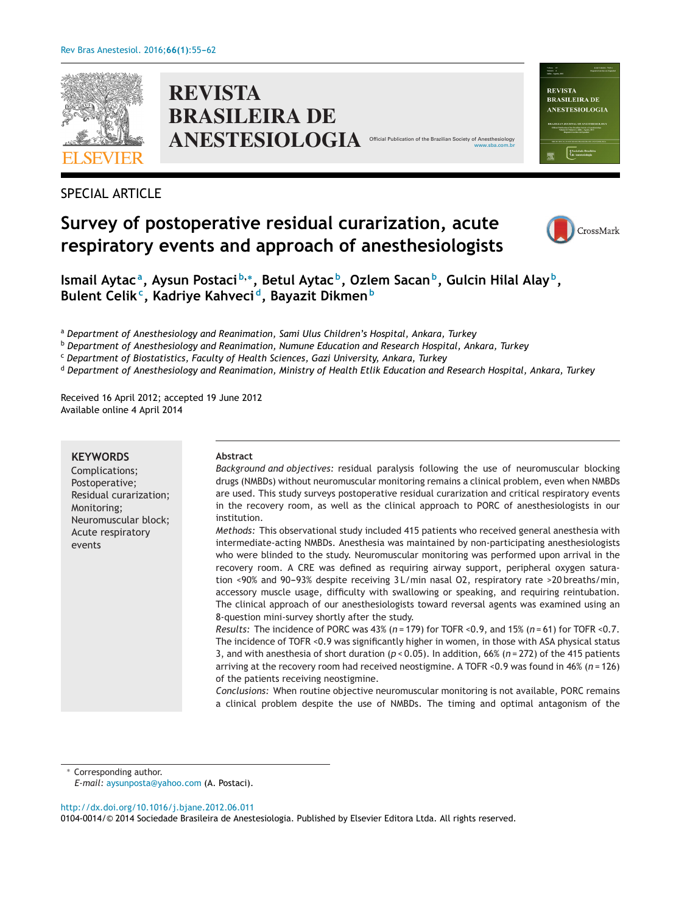SPECIAL ARTICLE

# Survey of postoperative residual curarization, acute respiratory events and approach of anesthesiologists

Ismail Aytac[a], Aysun Postaci[b,*], Betul Aytac[b], Ozlem Sacan[b], Gulcin Hilal Alay[b], Bulent Celik[c], Kadriye Kahveci[d], Bayazit Dikmen[b]

[a] *Department of Anesthesiology and Reanimation, Sami Ulus Children's Hospital, Ankara, Turkey*
[b] *Department of Anesthesiology and Reanimation, Numune Education and Research Hospital, Ankara, Turkey*
[c] *Department of Biostatistics, Faculty of Health Sciences, Gazi University, Ankara, Turkey*
[d] *Department of Anesthesiology and Reanimation, Ministry of Health Etlik Education and Research Hospital, Ankara, Turkey*

Received 16 April 2012; accepted 19 June 2012
Available online 4 April 2014

**KEYWORDS**
Complications;
Postoperative;
Residual curarization;
Monitoring;
Neuromuscular block;
Acute respiratory events

**Abstract**

*Background and objectives:* residual paralysis following the use of neuromuscular blocking drugs (NMBDs) without neuromuscular monitoring remains a clinical problem, even when NMBDs are used. This study surveys postoperative residual curarization and critical respiratory events in the recovery room, as well as the clinical approach to PORC of anesthesiologists in our institution.

*Methods:* This observational study included 415 patients who received general anesthesia with intermediate-acting NMBDs. Anesthesia was maintained by non-participating anesthesiologists who were blinded to the study. Neuromuscular monitoring was performed upon arrival in the recovery room. A CRE was defined as requiring airway support, peripheral oxygen saturation <90% and 90–93% despite receiving 3 L/min nasal O2, respiratory rate >20 breaths/min, accessory muscle usage, difficulty with swallowing or speaking, and requiring reintubation. The clinical approach of our anesthesiologists toward reversal agents was examined using an 8-question mini-survey shortly after the study.

*Results:* The incidence of PORC was 43% ($n = 179$) for TOFR <0.9, and 15% ($n = 61$) for TOFR <0.7. The incidence of TOFR <0.9 was significantly higher in women, in those with ASA physical status 3, and with anesthesia of short duration ($p < 0.05$). In addition, 66% ($n = 272$) of the 415 patients arriving at the recovery room had received neostigmine. A TOFR <0.9 was found in 46% ($n = 126$) of the patients receiving neostigmine.

*Conclusions:* When routine objective neuromuscular monitoring is not available, PORC remains a clinical problem despite the use of NMBDs. The timing and optimal antagonism of the

\* Corresponding author.
*E-mail:* aysunposta@yahoo.com (A. Postaci).

http://dx.doi.org/10.1016/j.bjane.2012.06.011
0104-0014/© 2014 Sociedade Brasileira de Anestesiologia. Published by Elsevier Editora Ltda. All rights reserved.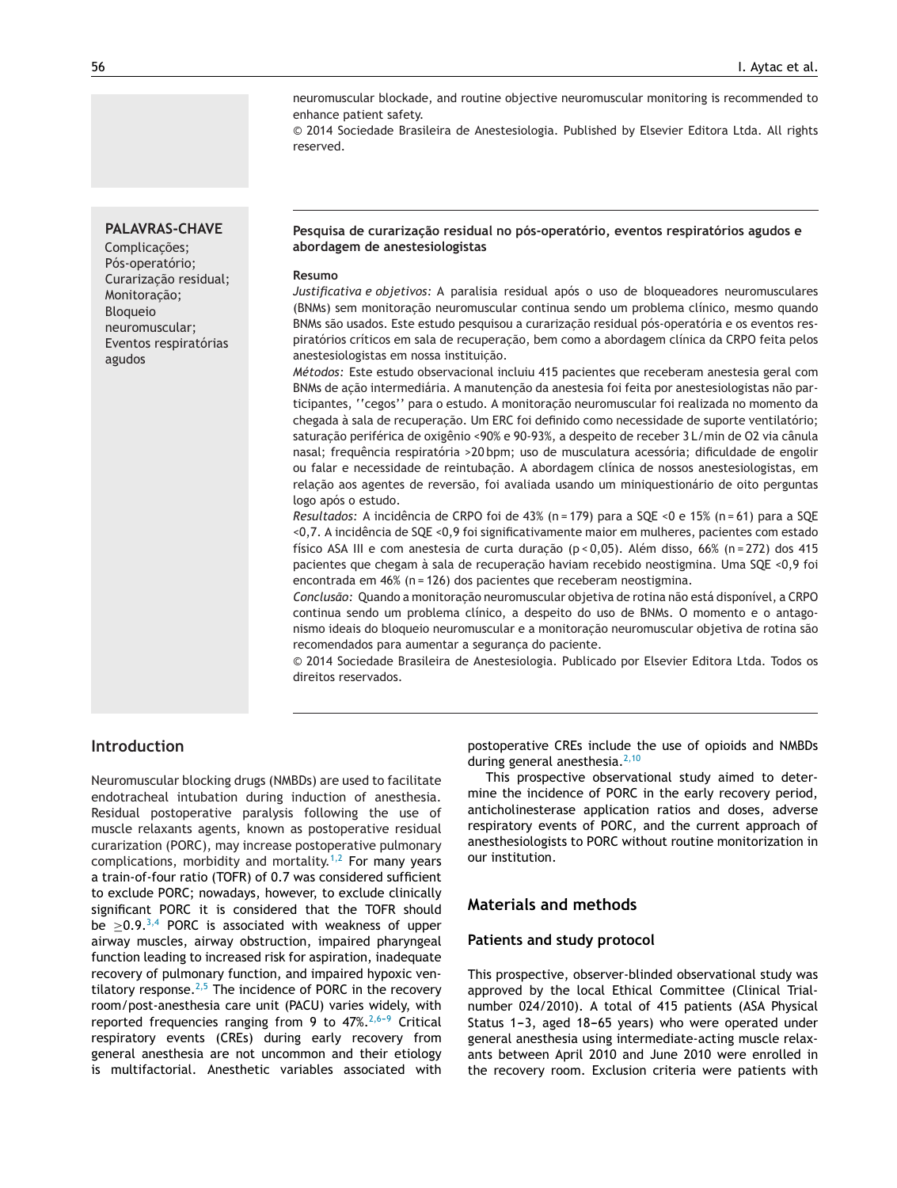neuromuscular blockade, and routine objective neuromuscular monitoring is recommended to enhance patient safety.

© 2014 Sociedade Brasileira de Anestesiologia. Published by Elsevier Editora Ltda. All rights reserved.

**PALAVRAS-CHAVE**

Complicações; Pós-operatório; Curarização residual; Monitoração; Bloqueio neuromuscular; Eventos respiratórias agudos

**Pesquisa de curarização residual no pós-operatório, eventos respiratórios agudos e abordagem de anestesiologistas**

**Resumo**

*Justificativa e objetivos:* A paralisia residual após o uso de bloqueadores neuromusculares (BNMs) sem monitoração neuromuscular continua sendo um problema clínico, mesmo quando BNMs são usados. Este estudo pesquisou a curarização residual pós-operatória e os eventos respiratórios críticos em sala de recuperação, bem como a abordagem clínica da CRPO feita pelos anestesiologistas em nossa instituição.

*Métodos:* Este estudo observacional incluiu 415 pacientes que receberam anestesia geral com BNMs de ação intermediária. A manutenção da anestesia foi feita por anestesiologistas não participantes, ''cegos'' para o estudo. A monitoração neuromuscular foi realizada no momento da chegada à sala de recuperação. Um ERC foi definido como necessidade de suporte ventilatório; saturação periférica de oxigênio <90% e 90-93%, a despeito de receber 3 L/min de O2 via cânula nasal; frequência respiratória >20 bpm; uso de musculatura acessória; dificuldade de engolir ou falar e necessidade de reintubação. A abordagem clínica de nossos anestesiologistas, em relação aos agentes de reversão, foi avaliada usando um miniquestionário de oito perguntas logo após o estudo.

*Resultados:* A incidência de CRPO foi de 43% (n = 179) para a SQE <0 e 15% (n = 61) para a SQE <0,7. A incidência de SQE <0,9 foi significativamente maior em mulheres, pacientes com estado físico ASA III e com anestesia de curta duração (p < 0,05). Além disso, 66% (n = 272) dos 415 pacientes que chegam à sala de recuperação haviam recebido neostigmina. Uma SQE <0,9 foi encontrada em 46% (n = 126) dos pacientes que receberam neostigmina.

*Conclusão:* Quando a monitoração neuromuscular objetiva de rotina não está disponível, a CRPO continua sendo um problema clínico, a despeito do uso de BNMs. O momento e o antagonismo ideais do bloqueio neuromuscular e a monitoração neuromuscular objetiva de rotina são recomendados para aumentar a segurança do paciente.

© 2014 Sociedade Brasileira de Anestesiologia. Publicado por Elsevier Editora Ltda. Todos os direitos reservados.

## Introduction

Neuromuscular blocking drugs (NMBDs) are used to facilitate endotracheal intubation during induction of anesthesia. Residual postoperative paralysis following the use of muscle relaxants agents, known as postoperative residual curarization (PORC), may increase postoperative pulmonary complications, morbidity and mortality.[1,2] For many years a train-of-four ratio (TOFR) of 0.7 was considered sufficient to exclude PORC; nowadays, however, to exclude clinically significant PORC it is considered that the TOFR should be $\geq$0.9.[3,4] PORC is associated with weakness of upper airway muscles, airway obstruction, impaired pharyngeal function leading to increased risk for aspiration, inadequate recovery of pulmonary function, and impaired hypoxic ventilatory response.[2,5] The incidence of PORC in the recovery room/post-anesthesia care unit (PACU) varies widely, with reported frequencies ranging from 9 to 47%.[2,6-9] Critical respiratory events (CREs) during early recovery from general anesthesia are not uncommon and their etiology is multifactorial. Anesthetic variables associated with postoperative CREs include the use of opioids and NMBDs during general anesthesia.[2,10]

This prospective observational study aimed to determine the incidence of PORC in the early recovery period, anticholinesterase application ratios and doses, adverse respiratory events of PORC, and the current approach of anesthesiologists to PORC without routine monitorization in our institution.

## Materials and methods

### Patients and study protocol

This prospective, observer-blinded observational study was approved by the local Ethical Committee (Clinical Trial-number 024/2010). A total of 415 patients (ASA Physical Status 1-3, aged 18-65 years) who were operated under general anesthesia using intermediate-acting muscle relaxants between April 2010 and June 2010 were enrolled in the recovery room. Exclusion criteria were patients with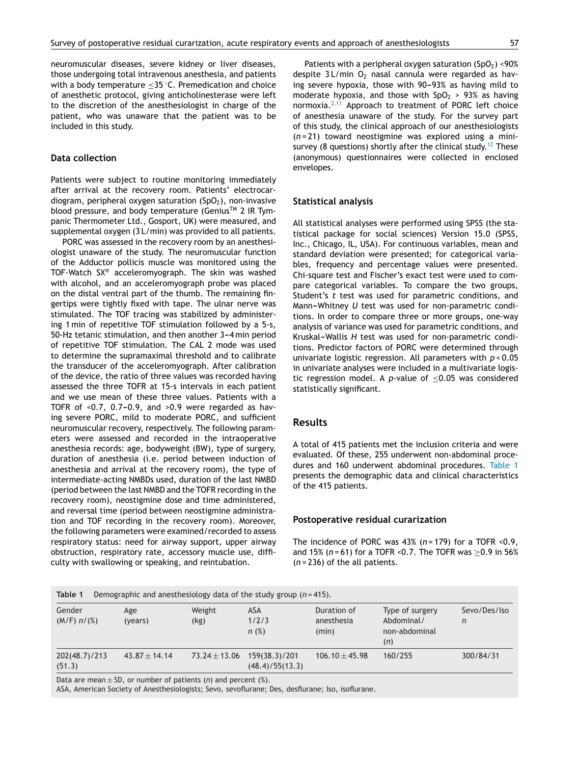neuromuscular diseases, severe kidney or liver diseases, those undergoing total intravenous anesthesia, and patients with a body temperature ≤35 °C. Premedication and choice of anesthetic protocol, giving anticholinesterase were left to the discretion of the anesthesiologist in charge of the patient, who was unaware that the patient was to be included in this study.

### Data collection

Patients were subject to routine monitoring immediately after arrival at the recovery room. Patients' electrocardiogram, peripheral oxygen saturation ($SpO_2$), non-invasive blood pressure, and body temperature (Genius™ 2 IR Tympanic Thermometer Ltd., Gosport, UK) were measured, and supplemental oxygen (3 L/min) was provided to all patients.

PORC was assessed in the recovery room by an anesthesiologist unaware of the study. The neuromuscular function of the Adductor pollicis muscle was monitored using the TOF-Watch SX® acceleromyograph. The skin was washed with alcohol, and an acceleromyograph probe was placed on the distal ventral part of the thumb. The remaining fingertips were tightly fixed with tape. The ulnar nerve was stimulated. The TOF tracing was stabilized by administering 1 min of repetitive TOF stimulation followed by a 5-s, 50-Hz tetanic stimulation, and then another 3–4 min period of repetitive TOF stimulation. The CAL 2 mode was used to determine the supramaximal threshold and to calibrate the transducer of the acceleromyograph. After calibration of the device, the ratio of three values was recorded having assessed the three TOFR at 15-s intervals in each patient and we use mean of these three values. Patients with a TOFR of <0.7, 0.7–0.9, and >0.9 were regarded as having severe PORC, mild to moderate PORC, and sufficient neuromuscular recovery, respectively. The following parameters were assessed and recorded in the intraoperative anesthesia records: age, bodyweight (BW), type of surgery, duration of anesthesia (i.e. period between induction of anesthesia and arrival at the recovery room), the type of intermediate-acting NMBDs used, duration of the last NMBD (period between the last NMBD and the TOFR recording in the recovery room), neostigmine dose and time administered, and reversal time (period between neostigmine administration and TOF recording in the recovery room). Moreover, the following parameters were examined/recorded to assess respiratory status: need for airway support, upper airway obstruction, respiratory rate, accessory muscle use, difficulty with swallowing or speaking, and reintubation.

Patients with a peripheral oxygen saturation ($SpO_2$) <90% despite 3 L/min $O_2$ nasal cannula were regarded as having severe hypoxia, those with 90–93% as having mild to moderate hypoxia, and those with $SpO_2$ > 93% as having normoxia.[2,11] Approach to treatment of PORC left choice of anesthesia unaware of the study. For the survey part of this study, the clinical approach of our anesthesiologists ($n$ = 21) toward neostigmine was explored using a mini-survey (8 questions) shortly after the clinical study.[12] These (anonymous) questionnaires were collected in enclosed envelopes.

### Statistical analysis

All statistical analyses were performed using SPSS (the statistical package for social sciences) Version 15.0 (SPSS, Inc., Chicago, IL, USA). For continuous variables, mean and standard deviation were presented; for categorical variables, frequency and percentage values were presented. Chi-square test and Fischer's exact test were used to compare categorical variables. To compare the two groups, Student's *t* test was used for parametric conditions, and Mann–Whitney *U* test was used for non-parametric conditions. In order to compare three or more groups, one-way analysis of variance was used for parametric conditions, and Kruskal–Wallis *H* test was used for non-parametric conditions. Predictor factors of PORC were determined through univariate logistic regression. All parameters with $p$ < 0.05 in univariate analyses were included in a multivariate logistic regression model. A $p$-value of ≤0.05 was considered statistically significant.

## Results

A total of 415 patients met the inclusion criteria and were evaluated. Of these, 255 underwent non-abdominal procedures and 160 underwent abdominal procedures. Table 1 presents the demographic data and clinical characteristics of the 415 patients.

### Postoperative residual curarization

The incidence of PORC was 43% ($n$ = 179) for a TOFR <0.9, and 15% ($n$ = 61) for a TOFR <0.7. The TOFR was ≥0.9 in 56% ($n$ = 236) of the all patients.

**Table 1** Demographic and anesthesiology data of the study group ($n$ = 415).

| Gender (M/F) $n$/(%) | Age (years) | Weight (kg) | ASA 1/2/3 $n$ (%) | Duration of anesthesia (min) | Type of surgery Abdominal/ non-abdominal ($n$) | Sevo/Des/Iso $n$ |
|---|---|---|---|---|---|---|
| 202(48.7)/213 (51.3) | 43.87 ± 14.14 | 73.24 ± 13.06 | 159(38.3)/201 (48.4)/55(13.3) | 106.10 ± 45.98 | 160/255 | 300/84/31 |

Data are mean ± SD, or number of patients ($n$) and percent (%).
ASA, American Society of Anesthesiologists; Sevo, sevoflurane; Des, desflurane; Iso, isoflurane.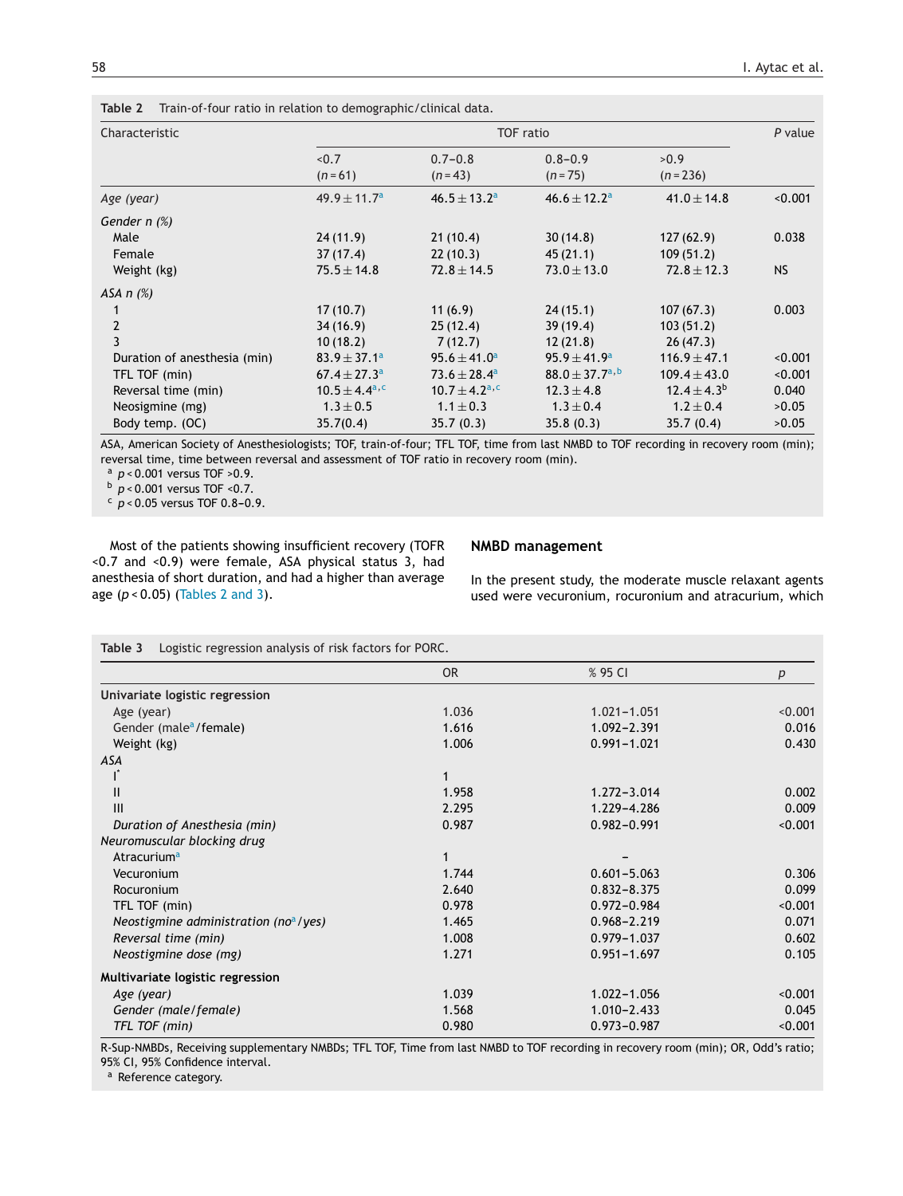**Table 2** Train-of-four ratio in relation to demographic/clinical data.

| Characteristic | TOF ratio | | | | P value |
|---|---|---|---|---|---|
| | <0.7 (n = 61) | 0.7–0.8 (n = 43) | 0.8–0.9 (n = 75) | >0.9 (n = 236) | |
| *Age (year)* | 49.9 ± 11.7[a] | 46.5 ± 13.2[a] | 46.6 ± 12.2[a] | 41.0 ± 14.8 | <0.001 |
| *Gender n (%)* | | | | | |
| Male | 24 (11.9) | 21 (10.4) | 30 (14.8) | 127 (62.9) | 0.038 |
| Female | 37 (17.4) | 22 (10.3) | 45 (21.1) | 109 (51.2) | |
| Weight (kg) | 75.5 ± 14.8 | 72.8 ± 14.5 | 73.0 ± 13.0 | 72.8 ± 12.3 | NS |
| *ASA n (%)* | | | | | |
| 1 | 17 (10.7) | 11 (6.9) | 24 (15.1) | 107 (67.3) | 0.003 |
| 2 | 34 (16.9) | 25 (12.4) | 39 (19.4) | 103 (51.2) | |
| 3 | 10 (18.2) | 7 (12.7) | 12 (21.8) | 26 (47.3) | |
| Duration of anesthesia (min) | 83.9 ± 37.1[a] | 95.6 ± 41.0[a] | 95.9 ± 41.9[a] | 116.9 ± 47.1 | <0.001 |
| TFL TOF (min) | 67.4 ± 27.3[a] | 73.6 ± 28.4[a] | 88.0 ± 37.7[a,b] | 109.4 ± 43.0 | <0.001 |
| Reversal time (min) | 10.5 ± 4.4[a,c] | 10.7 ± 4.2[a,c] | 12.3 ± 4.8 | 12.4 ± 4.3[b] | 0.040 |
| Neosigmine (mg) | 1.3 ± 0.5 | 1.1 ± 0.3 | 1.3 ± 0.4 | 1.2 ± 0.4 | >0.05 |
| Body temp. (OC) | 35.7(0.4) | 35.7 (0.3) | 35.8 (0.3) | 35.7 (0.4) | >0.05 |

ASA, American Society of Anesthesiologists; TOF, train-of-four; TFL TOF, time from last NMBD to TOF recording in recovery room (min); reversal time, time between reversal and assessment of TOF ratio in recovery room (min).
[a] $p < 0.001$ versus TOF >0.9.
[b] $p < 0.001$ versus TOF <0.7.
[c] $p < 0.05$ versus TOF 0.8–0.9.

Most of the patients showing insufficient recovery (TOFR <0.7 and <0.9) were female, ASA physical status 3, had anesthesia of short duration, and had a higher than average age ($p < 0.05$) (Tables 2 and 3).

**Table 3** Logistic regression analysis of risk factors for PORC.

| | OR | % 95 CI | p |
|---|---|---|---|
| **Univariate logistic regression** | | | |
| Age (year) | 1.036 | 1.021–1.051 | <0.001 |
| Gender (male[a]/female) | 1.616 | 1.092–2.391 | 0.016 |
| Weight (kg) | 1.006 | 0.991–1.021 | 0.430 |
| *ASA* | | | |
| I* | 1 | | |
| II | 1.958 | 1.272–3.014 | 0.002 |
| III | 2.295 | 1.229–4.286 | 0.009 |
| *Duration of Anesthesia (min)* | 0.987 | 0.982–0.991 | <0.001 |
| *Neuromuscular blocking drug* | | | |
| Atracurium[a] | 1 | – | |
| Vecuronium | 1.744 | 0.601–5.063 | 0.306 |
| Rocuronium | 2.640 | 0.832–8.375 | 0.099 |
| TFL TOF (min) | 0.978 | 0.972–0.984 | <0.001 |
| *Neostigmine administration (no[a]/yes)* | 1.465 | 0.968–2.219 | 0.071 |
| *Reversal time (min)* | 1.008 | 0.979–1.037 | 0.602 |
| *Neostigmine dose (mg)* | 1.271 | 0.951–1.697 | 0.105 |
| **Multivariate logistic regression** | | | |
| *Age (year)* | 1.039 | 1.022–1.056 | <0.001 |
| *Gender (male/female)* | 1.568 | 1.010–2.433 | 0.045 |
| *TFL TOF (min)* | 0.980 | 0.973–0.987 | <0.001 |

R-Sup-NMBDs, Receiving supplementary NMBDs; TFL TOF, Time from last NMBD to TOF recording in recovery room (min); OR, Odd's ratio; 95% CI, 95% Confidence interval.
[a] Reference category.

## NMBD management

In the present study, the moderate muscle relaxant agents used were vecuronium, rocuronium and atracurium, which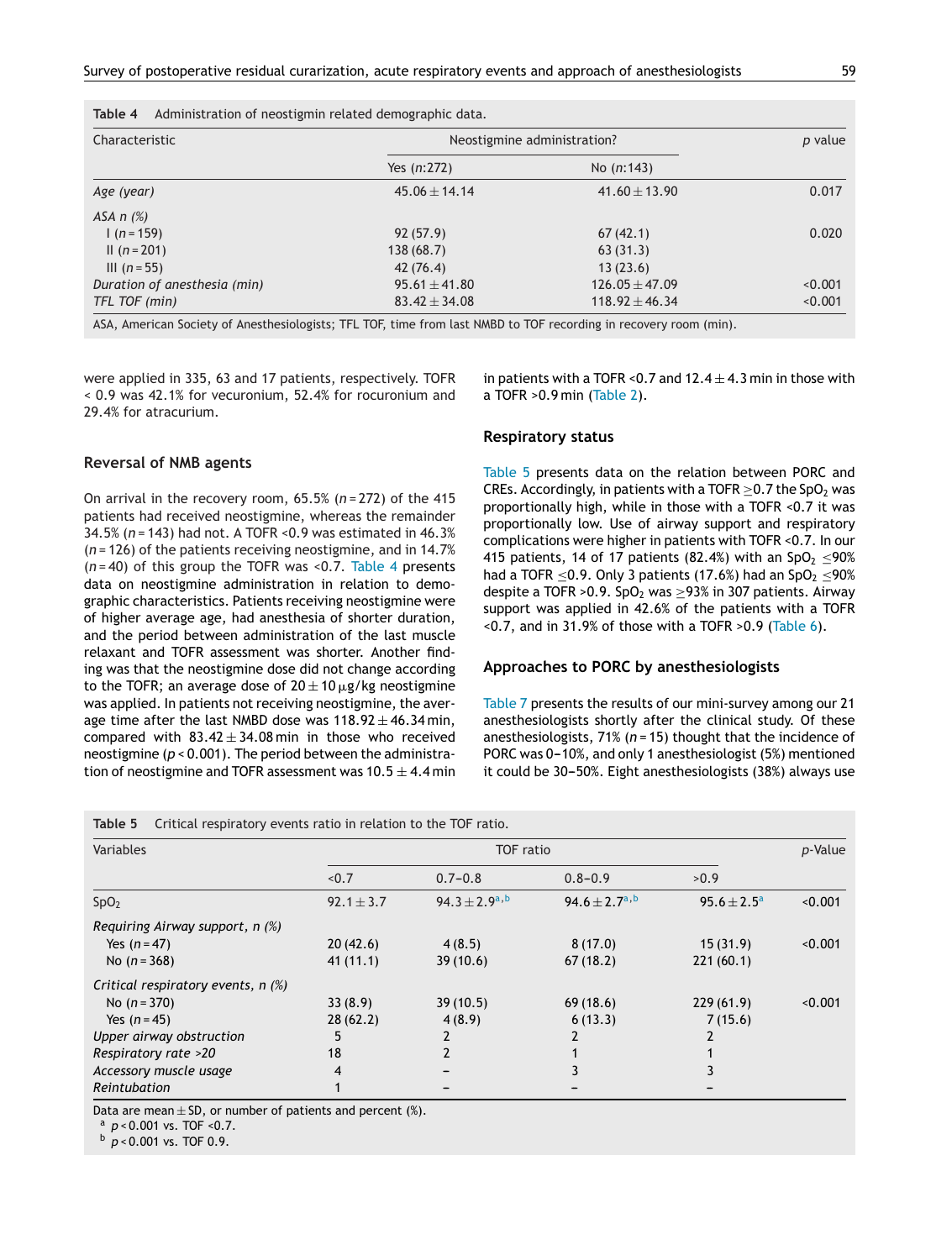Table 4 Administration of neostigmin related demographic data.

| Characteristic | Neostigmine administration? | | p value |
|---|---|---|---|
| | Yes (n:272) | No (n:143) | |
| *Age (year)* | 45.06 ± 14.14 | 41.60 ± 13.90 | 0.017 |
| *ASA n (%)* | | | |
| I (n = 159) | 92 (57.9) | 67 (42.1) | 0.020 |
| II (n = 201) | 138 (68.7) | 63 (31.3) | |
| III (n = 55) | 42 (76.4) | 13 (23.6) | |
| *Duration of anesthesia (min)* | 95.61 ± 41.80 | 126.05 ± 47.09 | <0.001 |
| *TFL TOF (min)* | 83.42 ± 34.08 | 118.92 ± 46.34 | <0.001 |

ASA, American Society of Anesthesiologists; TFL TOF, time from last NMBD to TOF recording in recovery room (min).

were applied in 335, 63 and 17 patients, respectively. TOFR < 0.9 was 42.1% for vecuronium, 52.4% for rocuronium and 29.4% for atracurium.

### Reversal of NMB agents

On arrival in the recovery room, 65.5% (n = 272) of the 415 patients had received neostigmine, whereas the remainder 34.5% (n = 143) had not. A TOFR <0.9 was estimated in 46.3% (n = 126) of the patients receiving neostigmine, and in 14.7% (n = 40) of this group the TOFR was <0.7. Table 4 presents data on neostigmine administration in relation to demographic characteristics. Patients receiving neostigmine were of higher average age, had anesthesia of shorter duration, and the period between administration of the last muscle relaxant and TOFR assessment was shorter. Another finding was that the neostigmine dose did not change according to the TOFR; an average dose of 20 ± 10 μg/kg neostigmine was applied. In patients not receiving neostigmine, the average time after the last NMBD dose was 118.92 ± 46.34 min, compared with 83.42 ± 34.08 min in those who received neostigmine ($p < 0.001$). The period between the administration of neostigmine and TOFR assessment was 10.5 ± 4.4 min in patients with a TOFR <0.7 and 12.4 ± 4.3 min in those with a TOFR >0.9 min (Table 2).

### Respiratory status

Table 5 presents data on the relation between PORC and CREs. Accordingly, in patients with a TOFR ≥0.7 the $SpO_2$ was proportionally high, while in those with a TOFR <0.7 it was proportionally low. Use of airway support and respiratory complications were higher in patients with TOFR <0.7. In our 415 patients, 14 of 17 patients (82.4%) with an $SpO_2$ ≤90% had a TOFR ≤0.9. Only 3 patients (17.6%) had an $SpO_2$ ≤90% despite a TOFR >0.9. $SpO_2$ was ≥93% in 307 patients. Airway support was applied in 42.6% of the patients with a TOFR <0.7, and in 31.9% of those with a TOFR >0.9 (Table 6).

### Approaches to PORC by anesthesiologists

Table 7 presents the results of our mini-survey among our 21 anesthesiologists shortly after the clinical study. Of these anesthesiologists, 71% (n = 15) thought that the incidence of PORC was 0–10%, and only 1 anesthesiologist (5%) mentioned it could be 30–50%. Eight anesthesiologists (38%) always use

Table 5 Critical respiratory events ratio in relation to the TOF ratio.

| Variables | TOF ratio | | | | p-Value |
|---|---|---|---|---|---|
| | <0.7 | 0.7–0.8 | 0.8–0.9 | >0.9 | |
| $SpO_2$ | 92.1 ± 3.7 | 94.3 ± 2.9[a,b] | 94.6 ± 2.7[a,b] | 95.6 ± 2.5[a] | <0.001 |
| *Requiring Airway support, n (%)* | | | | | |
| Yes (n = 47) | 20 (42.6) | 4 (8.5) | 8 (17.0) | 15 (31.9) | <0.001 |
| No (n = 368) | 41 (11.1) | 39 (10.6) | 67 (18.2) | 221 (60.1) | |
| *Critical respiratory events, n (%)* | | | | | |
| No (n = 370) | 33 (8.9) | 39 (10.5) | 69 (18.6) | 229 (61.9) | <0.001 |
| Yes (n = 45) | 28 (62.2) | 4 (8.9) | 6 (13.3) | 7 (15.6) | |
| *Upper airway obstruction* | 5 | 2 | 2 | 2 | |
| *Respiratory rate >20* | 18 | 2 | 1 | 1 | |
| *Accessory muscle usage* | 4 | – | 3 | 3 | |
| *Reintubation* | 1 | – | – | – | |

Data are mean ± SD, or number of patients and percent (%).
[a] $p < 0.001$ vs. TOF <0.7.
[b] $p < 0.001$ vs. TOF 0.9.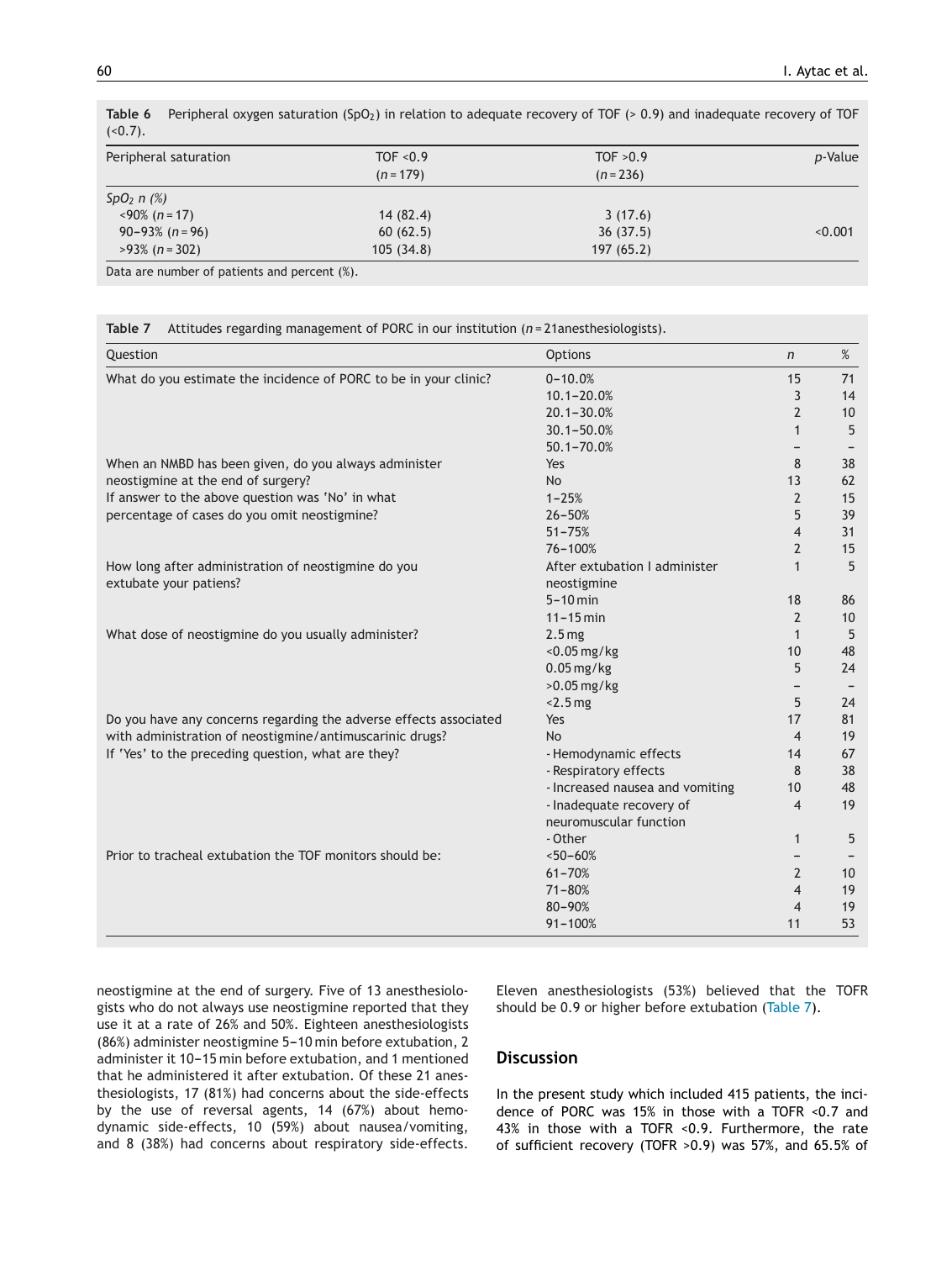**Table 6** Peripheral oxygen saturation ($SpO_2$) in relation to adequate recovery of TOF (> 0.9) and inadequate recovery of TOF (<0.7).

| Peripheral saturation | TOF <0.9 (n = 179) | TOF >0.9 (n = 236) | p-Value |
|---|---|---|---|
| *$SpO_2$ n (%)* | | | |
| <90% (n = 17) | 14 (82.4) | 3 (17.6) | |
| 90–93% (n = 96) | 60 (62.5) | 36 (37.5) | <0.001 |
| >93% (n = 302) | 105 (34.8) | 197 (65.2) | |

Data are number of patients and percent (%).

**Table 7** Attitudes regarding management of PORC in our institution (n = 21anesthesiologists).

| Question | Options | n | % |
|---|---|---|---|
| What do you estimate the incidence of PORC to be in your clinic? | 0–10.0% | 15 | 71 |
| | 10.1–20.0% | 3 | 14 |
| | 20.1–30.0% | 2 | 10 |
| | 30.1–50.0% | 1 | 5 |
| | 50.1–70.0% | – | – |
| When an NMBD has been given, do you always administer neostigmine at the end of surgery? | Yes | 8 | 38 |
| | No | 13 | 62 |
| If answer to the above question was 'No' in what percentage of cases do you omit neostigmine? | 1–25% | 2 | 15 |
| | 26–50% | 5 | 39 |
| | 51–75% | 4 | 31 |
| | 76–100% | 2 | 15 |
| How long after administration of neostigmine do you extubate your patiens? | After extubation I administer neostigmine | 1 | 5 |
| | 5–10 min | 18 | 86 |
| | 11–15 min | 2 | 10 |
| What dose of neostigmine do you usually administer? | 2.5 mg | 1 | 5 |
| | <0.05 mg/kg | 10 | 48 |
| | 0.05 mg/kg | 5 | 24 |
| | >0.05 mg/kg | – | – |
| | <2.5 mg | 5 | 24 |
| Do you have any concerns regarding the adverse effects associated with administration of neostigmine/antimuscarinic drugs? | Yes | 17 | 81 |
| | No | 4 | 19 |
| If 'Yes' to the preceding question, what are they? | - Hemodynamic effects | 14 | 67 |
| | - Respiratory effects | 8 | 38 |
| | - Increased nausea and vomiting | 10 | 48 |
| | - Inadequate recovery of neuromuscular function | 4 | 19 |
| | - Other | 1 | 5 |
| Prior to tracheal extubation the TOF monitors should be: | <50–60% | – | – |
| | 61–70% | 2 | 10 |
| | 71–80% | 4 | 19 |
| | 80–90% | 4 | 19 |
| | 91–100% | 11 | 53 |

neostigmine at the end of surgery. Five of 13 anesthesiologists who do not always use neostigmine reported that they use it at a rate of 26% and 50%. Eighteen anesthesiologists (86%) administer neostigmine 5–10 min before extubation, 2 administer it 10–15 min before extubation, and 1 mentioned that he administered it after extubation. Of these 21 anesthesiologists, 17 (81%) had concerns about the side-effects by the use of reversal agents, 14 (67%) about hemodynamic side-effects, 10 (59%) about nausea/vomiting, and 8 (38%) had concerns about respiratory side-effects. Eleven anesthesiologists (53%) believed that the TOFR should be 0.9 or higher before extubation (Table 7).

## Discussion

In the present study which included 415 patients, the incidence of PORC was 15% in those with a TOFR <0.7 and 43% in those with a TOFR <0.9. Furthermore, the rate of sufficient recovery (TOFR >0.9) was 57%, and 65.5% of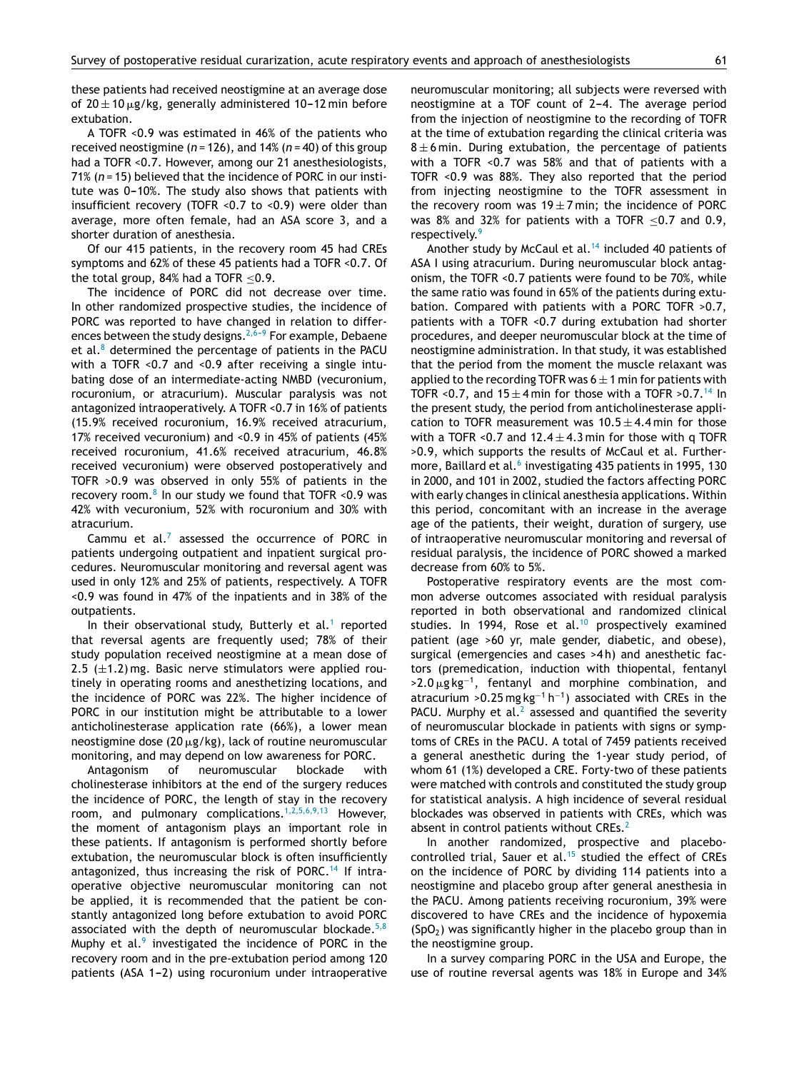these patients had received neostigmine at an average dose of $20 \pm 10\,\mu g/kg$, generally administered 10–12 min before extubation.

A TOFR <0.9 was estimated in 46% of the patients who received neostigmine ($n = 126$), and 14% ($n = 40$) of this group had a TOFR <0.7. However, among our 21 anesthesiologists, 71% ($n = 15$) believed that the incidence of PORC in our institute was 0–10%. The study also shows that patients with insufficient recovery (TOFR <0.7 to <0.9) were older than average, more often female, had an ASA score 3, and a shorter duration of anesthesia.

Of our 415 patients, in the recovery room 45 had CREs symptoms and 62% of these 45 patients had a TOFR <0.7. Of the total group, 84% had a TOFR $\leq$0.9.

The incidence of PORC did not decrease over time. In other randomized prospective studies, the incidence of PORC was reported to have changed in relation to differences between the study designs.[2,6–9] For example, Debaene et al.[8] determined the percentage of patients in the PACU with a TOFR <0.7 and <0.9 after receiving a single intubating dose of an intermediate-acting NMBD (vecuronium, rocuronium, or atracurium). Muscular paralysis was not antagonized intraoperatively. A TOFR <0.7 in 16% of patients (15.9% received rocuronium, 16.9% received atracurium, 17% received vecuronium) and <0.9 in 45% of patients (45% received rocuronium, 41.6% received atracurium, 46.8% received vecuronium) were observed postoperatively and TOFR >0.9 was observed in only 55% of patients in the recovery room.[8] In our study we found that TOFR <0.9 was 42% with vecuronium, 52% with rocuronium and 30% with atracurium.

Cammu et al.[7] assessed the occurrence of PORC in patients undergoing outpatient and inpatient surgical procedures. Neuromuscular monitoring and reversal agent was used in only 12% and 25% of patients, respectively. A TOFR <0.9 was found in 47% of the inpatients and in 38% of the outpatients.

In their observational study, Butterly et al.[1] reported that reversal agents are frequently used; 78% of their study population received neostigmine at a mean dose of 2.5 ($\pm$1.2) mg. Basic nerve stimulators were applied routinely in operating rooms and anesthetizing locations, and the incidence of PORC was 22%. The higher incidence of PORC in our institution might be attributable to a lower anticholinesterase application rate (66%), a lower mean neostigmine dose ($20\,\mu g/kg$), lack of routine neuromuscular monitoring, and may depend on low awareness for PORC.

Antagonism of neuromuscular blockade with cholinesterase inhibitors at the end of the surgery reduces the incidence of PORC, the length of stay in the recovery room, and pulmonary complications.[1,2,5,6,9,13] However, the moment of antagonism plays an important role in these patients. If antagonism is performed shortly before extubation, the neuromuscular block is often insufficiently antagonized, thus increasing the risk of PORC.[14] If intraoperative objective neuromuscular monitoring can not be applied, it is recommended that the patient be constantly antagonized long before extubation to avoid PORC associated with the depth of neuromuscular blockade.[5,8] Muphy et al.[9] investigated the incidence of PORC in the recovery room and in the pre-extubation period among 120 patients (ASA 1–2) using rocuronium under intraoperative neuromuscular monitoring; all subjects were reversed with neostigmine at a TOF count of 2–4. The average period from the injection of neostigmine to the recording of TOFR at the time of extubation regarding the clinical criteria was $8 \pm 6$ min. During extubation, the percentage of patients with a TOFR <0.7 was 58% and that of patients with a TOFR <0.9 was 88%. They also reported that the period from injecting neostigmine to the TOFR assessment in the recovery room was $19 \pm 7$ min; the incidence of PORC was 8% and 32% for patients with a TOFR $\leq$0.7 and 0.9, respectively.[9]

Another study by McCaul et al.[14] included 40 patients of ASA I using atracurium. During neuromuscular block antagonism, the TOFR <0.7 patients were found to be 70%, while the same ratio was found in 65% of the patients during extubation. Compared with patients with a PORC TOFR >0.7, patients with a TOFR <0.7 during extubation had shorter procedures, and deeper neuromuscular block at the time of neostigmine administration. In that study, it was established that the period from the moment the muscle relaxant was applied to the recording TOFR was $6 \pm 1$ min for patients with TOFR <0.7, and $15 \pm 4$ min for those with a TOFR >0.7.[14] In the present study, the period from anticholinesterase application to TOFR measurement was $10.5 \pm 4.4$ min for those with a TOFR <0.7 and $12.4 \pm 4.3$ min for those with q TOFR >0.9, which supports the results of McCaul et al. Furthermore, Baillard et al.[6] investigating 435 patients in 1995, 130 in 2000, and 101 in 2002, studied the factors affecting PORC with early changes in clinical anesthesia applications. Within this period, concomitant with an increase in the average age of the patients, their weight, duration of surgery, use of intraoperative neuromuscular monitoring and reversal of residual paralysis, the incidence of PORC showed a marked decrease from 60% to 5%.

Postoperative respiratory events are the most common adverse outcomes associated with residual paralysis reported in both observational and randomized clinical studies. In 1994, Rose et al.[10] prospectively examined patient (age >60 yr, male gender, diabetic, and obese), surgical (emergencies and cases >4 h) and anesthetic factors (premedication, induction with thiopental, fentanyl $>2.0\,\mu g\,kg^{-1}$, fentanyl and morphine combination, and atracurium $>0.25\,mg\,kg^{-1}\,h^{-1}$) associated with CREs in the PACU. Murphy et al.[2] assessed and quantified the severity of neuromuscular blockade in patients with signs or symptoms of CREs in the PACU. A total of 7459 patients received a general anesthetic during the 1-year study period, of whom 61 (1%) developed a CRE. Forty-two of these patients were matched with controls and constituted the study group for statistical analysis. A high incidence of several residual blockades was observed in patients with CREs, which was absent in control patients without CREs.[2]

In another randomized, prospective and placebo-controlled trial, Sauer et al.[15] studied the effect of CREs on the incidence of PORC by dividing 114 patients into a neostigmine and placebo group after general anesthesia in the PACU. Among patients receiving rocuronium, 39% were discovered to have CREs and the incidence of hypoxemia ($SpO_2$) was significantly higher in the placebo group than in the neostigmine group.

In a survey comparing PORC in the USA and Europe, the use of routine reversal agents was 18% in Europe and 34%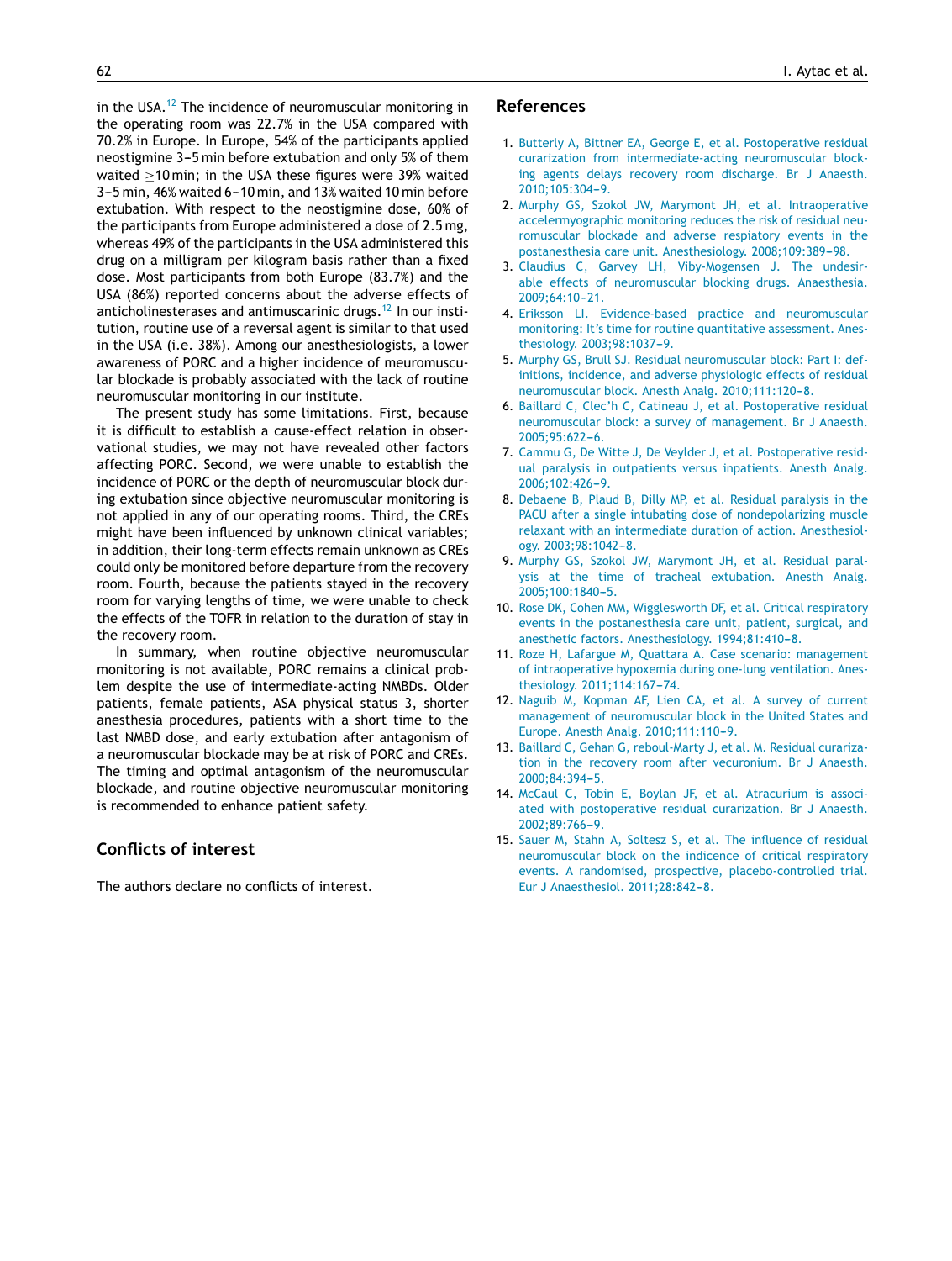in the USA.[12] The incidence of neuromuscular monitoring in the operating room was 22.7% in the USA compared with 70.2% in Europe. In Europe, 54% of the participants applied neostigmine 3–5 min before extubation and only 5% of them waited ≥10 min; in the USA these figures were 39% waited 3–5 min, 46% waited 6–10 min, and 13% waited 10 min before extubation. With respect to the neostigmine dose, 60% of the participants from Europe administered a dose of 2.5 mg, whereas 49% of the participants in the USA administered this drug on a milligram per kilogram basis rather than a fixed dose. Most participants from both Europe (83.7%) and the USA (86%) reported concerns about the adverse effects of anticholinesterases and antimuscarinic drugs.[12] In our institution, routine use of a reversal agent is similar to that used in the USA (i.e. 38%). Among our anesthesiologists, a lower awareness of PORC and a higher incidence of meuromuscular blockade is probably associated with the lack of routine neuromuscular monitoring in our institute.

The present study has some limitations. First, because it is difficult to establish a cause-effect relation in observational studies, we may not have revealed other factors affecting PORC. Second, we were unable to establish the incidence of PORC or the depth of neuromuscular block during extubation since objective neuromuscular monitoring is not applied in any of our operating rooms. Third, the CREs might have been influenced by unknown clinical variables; in addition, their long-term effects remain unknown as CREs could only be monitored before departure from the recovery room. Fourth, because the patients stayed in the recovery room for varying lengths of time, we were unable to check the effects of the TOFR in relation to the duration of stay in the recovery room.

In summary, when routine objective neuromuscular monitoring is not available, PORC remains a clinical problem despite the use of intermediate-acting NMBDs. Older patients, female patients, ASA physical status 3, shorter anesthesia procedures, patients with a short time to the last NMBD dose, and early extubation after antagonism of a neuromuscular blockade may be at risk of PORC and CREs. The timing and optimal antagonism of the neuromuscular blockade, and routine objective neuromuscular monitoring is recommended to enhance patient safety.

## Conflicts of interest

The authors declare no conflicts of interest.

## References

1. Butterly A, Bittner EA, George E, et al. Postoperative residual curarization from intermediate-acting neuromuscular blocking agents delays recovery room discharge. Br J Anaesth. 2010;105:304–9.
2. Murphy GS, Szokol JW, Marymont JH, et al. Intraoperative accelermyographic monitoring reduces the risk of residual neuromuscular blockade and adverse respiatory events in the postanesthesia care unit. Anesthesiology. 2008;109:389–98.
3. Claudius C, Garvey LH, Viby-Mogensen J. The undesirable effects of neuromuscular blocking drugs. Anaesthesia. 2009;64:10–21.
4. Eriksson LI. Evidence-based practice and neuromuscular monitoring: It's time for routine quantitative assessment. Anesthesiology. 2003;98:1037–9.
5. Murphy GS, Brull SJ. Residual neuromuscular block: Part I: definitions, incidence, and adverse physiologic effects of residual neuromuscular block. Anesth Analg. 2010;111:120–8.
6. Baillard C, Clec'h C, Catineau J, et al. Postoperative residual neuromuscular block: a survey of management. Br J Anaesth. 2005;95:622–6.
7. Cammu G, De Witte J, De Veylder J, et al. Postoperative residual paralysis in outpatients versus inpatients. Anesth Analg. 2006;102:426–9.
8. Debaene B, Plaud B, Dilly MP, et al. Residual paralysis in the PACU after a single intubating dose of nondepolarizing muscle relaxant with an intermediate duration of action. Anesthesiology. 2003;98:1042–8.
9. Murphy GS, Szokol JW, Marymont JH, et al. Residual paralysis at the time of tracheal extubation. Anesth Analg. 2005;100:1840–5.
10. Rose DK, Cohen MM, Wigglesworth DF, et al. Critical respiratory events in the postanesthesia care unit, patient, surgical, and anesthetic factors. Anesthesiology. 1994;81:410–8.
11. Roze H, Lafargue M, Quattara A. Case scenario: management of intraoperative hypoxemia during one-lung ventilation. Anesthesiology. 2011;114:167–74.
12. Naguib M, Kopman AF, Lien CA, et al. A survey of current management of neuromuscular block in the United States and Europe. Anesth Analg. 2010;111:110–9.
13. Baillard C, Gehan G, reboul-Marty J, et al. M. Residual curarization in the recovery room after vecuronium. Br J Anaesth. 2000;84:394–5.
14. McCaul C, Tobin E, Boylan JF, et al. Atracurium is associated with postoperative residual curarization. Br J Anaesth. 2002;89:766–9.
15. Sauer M, Stahn A, Soltesz S, et al. The influence of residual neuromuscular block on the indicence of critical respiratory events. A randomised, prospective, placebo-controlled trial. Eur J Anaesthesiol. 2011;28:842–8.